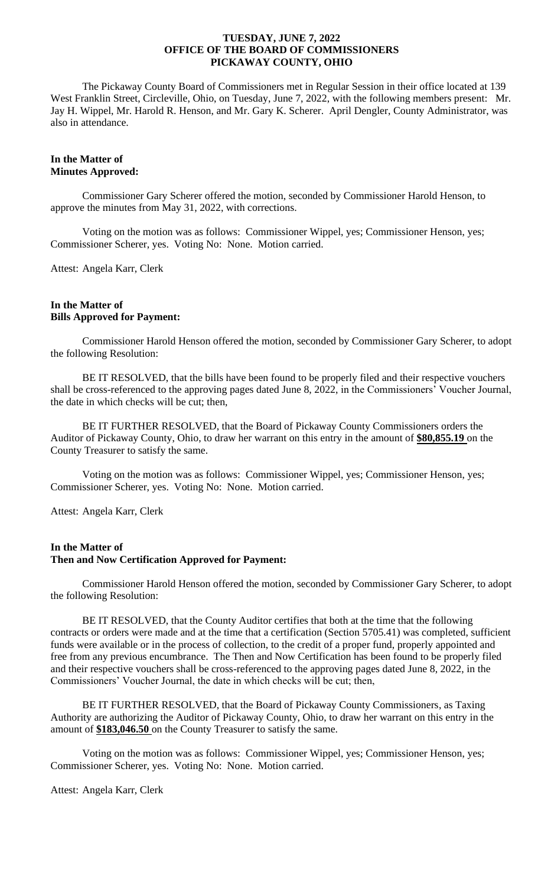**TUESDAY, JUNE 7, 2022**
**OFFICE OF THE BOARD OF COMMISSIONERS**
**PICKAWAY COUNTY, OHIO**

The Pickaway County Board of Commissioners met in Regular Session in their office located at 139 West Franklin Street, Circleville, Ohio, on Tuesday, June 7, 2022, with the following members present: Mr. Jay H. Wippel, Mr. Harold R. Henson, and Mr. Gary K. Scherer. April Dengler, County Administrator, was also in attendance.

**In the Matter of**
**Minutes Approved:**

Commissioner Gary Scherer offered the motion, seconded by Commissioner Harold Henson, to approve the minutes from May 31, 2022, with corrections.

Voting on the motion was as follows: Commissioner Wippel, yes; Commissioner Henson, yes; Commissioner Scherer, yes. Voting No: None. Motion carried.

Attest: Angela Karr, Clerk

**In the Matter of**
**Bills Approved for Payment:**

Commissioner Harold Henson offered the motion, seconded by Commissioner Gary Scherer, to adopt the following Resolution:

BE IT RESOLVED, that the bills have been found to be properly filed and their respective vouchers shall be cross-referenced to the approving pages dated June 8, 2022, in the Commissioners' Voucher Journal, the date in which checks will be cut; then,

BE IT FURTHER RESOLVED, that the Board of Pickaway County Commissioners orders the Auditor of Pickaway County, Ohio, to draw her warrant on this entry in the amount of **$80,855.19** on the County Treasurer to satisfy the same.

Voting on the motion was as follows: Commissioner Wippel, yes; Commissioner Henson, yes; Commissioner Scherer, yes. Voting No: None. Motion carried.

Attest: Angela Karr, Clerk

**In the Matter of**
**Then and Now Certification Approved for Payment:**

Commissioner Harold Henson offered the motion, seconded by Commissioner Gary Scherer, to adopt the following Resolution:

BE IT RESOLVED, that the County Auditor certifies that both at the time that the following contracts or orders were made and at the time that a certification (Section 5705.41) was completed, sufficient funds were available or in the process of collection, to the credit of a proper fund, properly appointed and free from any previous encumbrance. The Then and Now Certification has been found to be properly filed and their respective vouchers shall be cross-referenced to the approving pages dated June 8, 2022, in the Commissioners' Voucher Journal, the date in which checks will be cut; then,

BE IT FURTHER RESOLVED, that the Board of Pickaway County Commissioners, as Taxing Authority are authorizing the Auditor of Pickaway County, Ohio, to draw her warrant on this entry in the amount of **$183,046.50** on the County Treasurer to satisfy the same.

Voting on the motion was as follows: Commissioner Wippel, yes; Commissioner Henson, yes; Commissioner Scherer, yes. Voting No: None. Motion carried.

Attest: Angela Karr, Clerk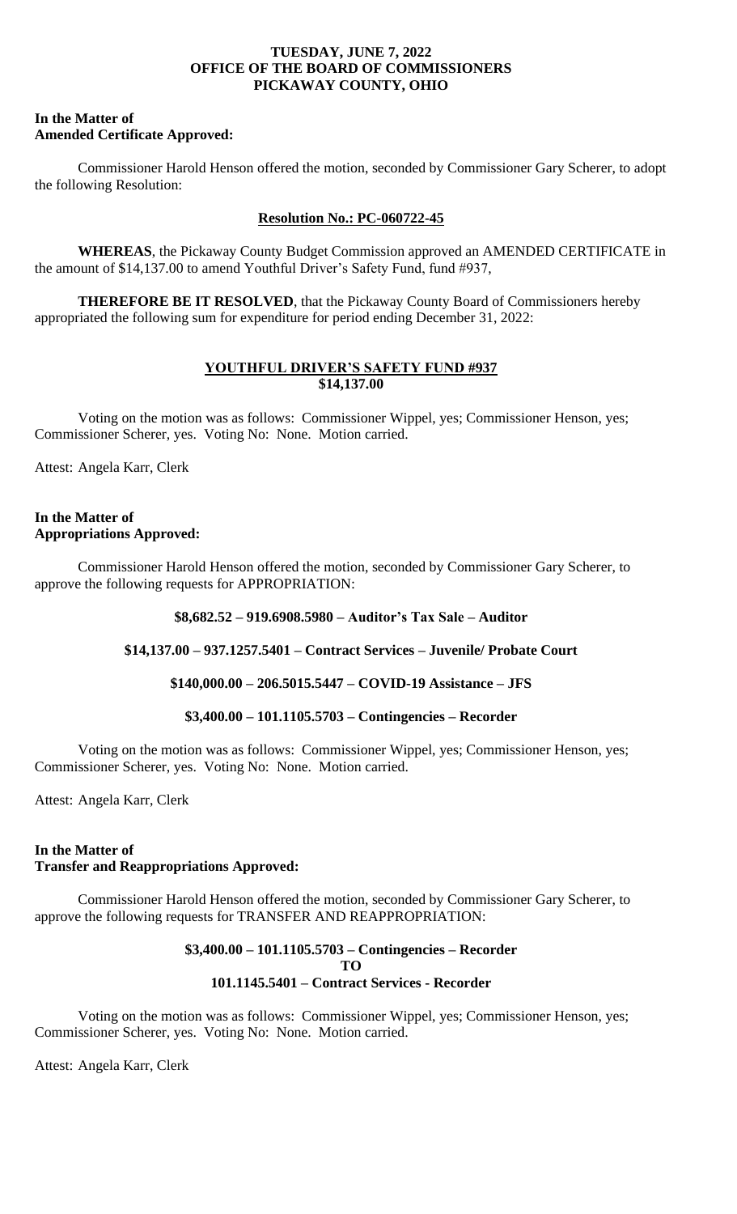**TUESDAY, JUNE 7, 2022**
**OFFICE OF THE BOARD OF COMMISSIONERS**
**PICKAWAY COUNTY, OHIO**

**In the Matter of**
**Amended Certificate Approved:**

Commissioner Harold Henson offered the motion, seconded by Commissioner Gary Scherer, to adopt the following Resolution:

**Resolution No.: PC-060722-45**

**WHEREAS**, the Pickaway County Budget Commission approved an AMENDED CERTIFICATE in the amount of $14,137.00 to amend Youthful Driver's Safety Fund, fund #937,

**THEREFORE BE IT RESOLVED**, that the Pickaway County Board of Commissioners hereby appropriated the following sum for expenditure for period ending December 31, 2022:

**YOUTHFUL DRIVER'S SAFETY FUND #937**
**$14,137.00**

Voting on the motion was as follows: Commissioner Wippel, yes; Commissioner Henson, yes; Commissioner Scherer, yes. Voting No: None. Motion carried.

Attest: Angela Karr, Clerk

**In the Matter of**
**Appropriations Approved:**

Commissioner Harold Henson offered the motion, seconded by Commissioner Gary Scherer, to approve the following requests for APPROPRIATION:

**$8,682.52 – 919.6908.5980 – Auditor's Tax Sale – Auditor**

**$14,137.00 – 937.1257.5401 – Contract Services – Juvenile/ Probate Court**

**$140,000.00 – 206.5015.5447 – COVID-19 Assistance – JFS**

**$3,400.00 – 101.1105.5703 – Contingencies – Recorder**

Voting on the motion was as follows: Commissioner Wippel, yes; Commissioner Henson, yes; Commissioner Scherer, yes. Voting No: None. Motion carried.

Attest: Angela Karr, Clerk

**In the Matter of**
**Transfer and Reappropriations Approved:**

Commissioner Harold Henson offered the motion, seconded by Commissioner Gary Scherer, to approve the following requests for TRANSFER AND REAPPROPRIATION:

**$3,400.00 – 101.1105.5703 – Contingencies – Recorder**
**TO**
**101.1145.5401 – Contract Services - Recorder**

Voting on the motion was as follows: Commissioner Wippel, yes; Commissioner Henson, yes; Commissioner Scherer, yes. Voting No: None. Motion carried.

Attest: Angela Karr, Clerk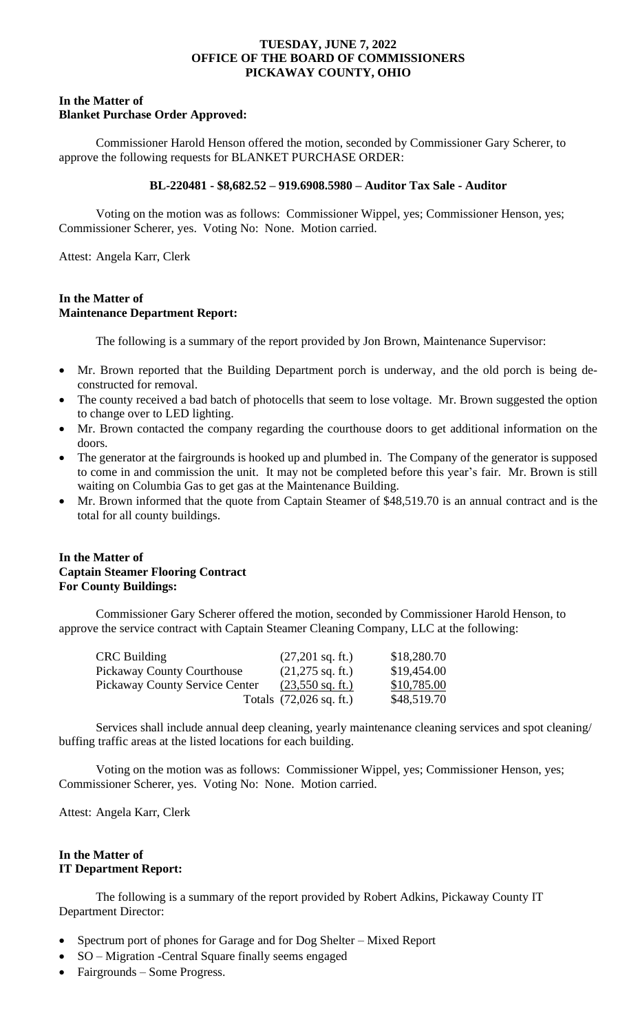**TUESDAY, JUNE 7, 2022**
**OFFICE OF THE BOARD OF COMMISSIONERS**
**PICKAWAY COUNTY, OHIO**

**In the Matter of**
**Blanket Purchase Order Approved:**

Commissioner Harold Henson offered the motion, seconded by Commissioner Gary Scherer, to approve the following requests for BLANKET PURCHASE ORDER:

**BL-220481 - $8,682.52 – 919.6908.5980 – Auditor Tax Sale - Auditor**

Voting on the motion was as follows: Commissioner Wippel, yes; Commissioner Henson, yes; Commissioner Scherer, yes. Voting No: None. Motion carried.

Attest: Angela Karr, Clerk

**In the Matter of**
**Maintenance Department Report:**

The following is a summary of the report provided by Jon Brown, Maintenance Supervisor:

- Mr. Brown reported that the Building Department porch is underway, and the old porch is being de-constructed for removal.
- The county received a bad batch of photocells that seem to lose voltage. Mr. Brown suggested the option to change over to LED lighting.
- Mr. Brown contacted the company regarding the courthouse doors to get additional information on the doors.
- The generator at the fairgrounds is hooked up and plumbed in. The Company of the generator is supposed to come in and commission the unit. It may not be completed before this year's fair. Mr. Brown is still waiting on Columbia Gas to get gas at the Maintenance Building.
- Mr. Brown informed that the quote from Captain Steamer of $48,519.70 is an annual contract and is the total for all county buildings.

**In the Matter of**
**Captain Steamer Flooring Contract**
**For County Buildings:**

Commissioner Gary Scherer offered the motion, seconded by Commissioner Harold Henson, to approve the service contract with Captain Steamer Cleaning Company, LLC at the following:

| | | |
|---|---|---|
| CRC Building | (27,201 sq. ft.) | $18,280.70 |
| Pickaway County Courthouse | (21,275 sq. ft.) | $19,454.00 |
| Pickaway County Service Center | (23,550 sq. ft.) | $10,785.00 |
| | Totals (72,026 sq. ft.) | $48,519.70 |

Services shall include annual deep cleaning, yearly maintenance cleaning services and spot cleaning/ buffing traffic areas at the listed locations for each building.

Voting on the motion was as follows: Commissioner Wippel, yes; Commissioner Henson, yes; Commissioner Scherer, yes. Voting No: None. Motion carried.

Attest: Angela Karr, Clerk

**In the Matter of**
**IT Department Report:**

The following is a summary of the report provided by Robert Adkins, Pickaway County IT Department Director:

- Spectrum port of phones for Garage and for Dog Shelter – Mixed Report
- SO – Migration -Central Square finally seems engaged
- Fairgrounds – Some Progress.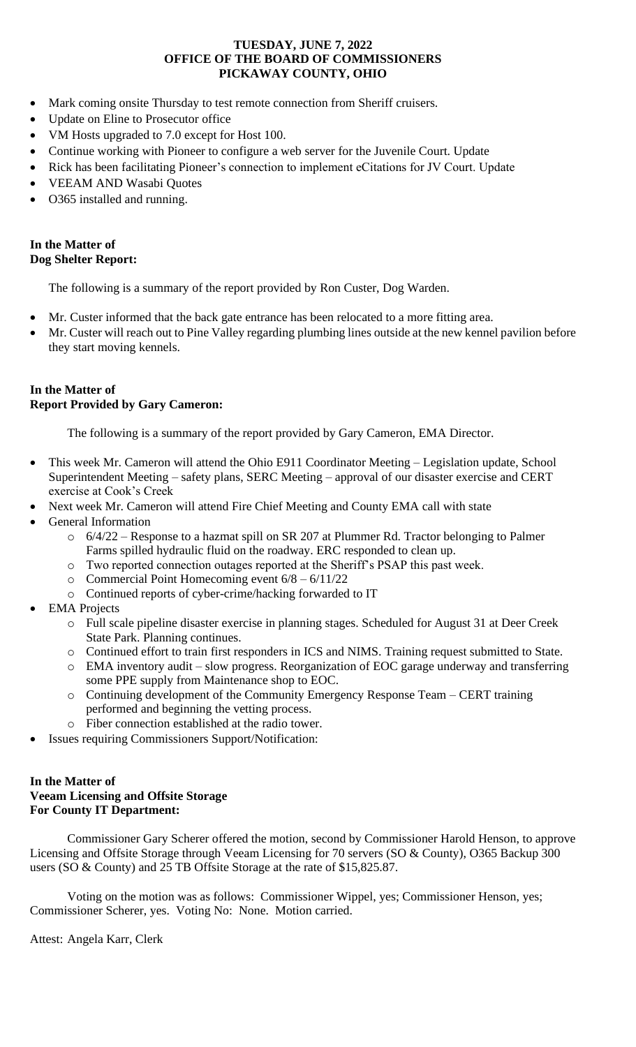**TUESDAY, JUNE 7, 2022**
**OFFICE OF THE BOARD OF COMMISSIONERS**
**PICKAWAY COUNTY, OHIO**

- Mark coming onsite Thursday to test remote connection from Sheriff cruisers.
- Update on Eline to Prosecutor office
- VM Hosts upgraded to 7.0 except for Host 100.
- Continue working with Pioneer to configure a web server for the Juvenile Court. Update
- Rick has been facilitating Pioneer's connection to implement eCitations for JV Court. Update
- VEEAM AND Wasabi Quotes
- O365 installed and running.

**In the Matter of**
**Dog Shelter Report:**

The following is a summary of the report provided by Ron Custer, Dog Warden.

- Mr. Custer informed that the back gate entrance has been relocated to a more fitting area.
- Mr. Custer will reach out to Pine Valley regarding plumbing lines outside at the new kennel pavilion before they start moving kennels.

**In the Matter of**
**Report Provided by Gary Cameron:**

The following is a summary of the report provided by Gary Cameron, EMA Director.

- This week Mr. Cameron will attend the Ohio E911 Coordinator Meeting – Legislation update, School Superintendent Meeting – safety plans, SERC Meeting – approval of our disaster exercise and CERT exercise at Cook's Creek
- Next week Mr. Cameron will attend Fire Chief Meeting and County EMA call with state
- General Information
  - 6/4/22 – Response to a hazmat spill on SR 207 at Plummer Rd. Tractor belonging to Palmer Farms spilled hydraulic fluid on the roadway. ERC responded to clean up.
  - Two reported connection outages reported at the Sheriff's PSAP this past week.
  - Commercial Point Homecoming event 6/8 – 6/11/22
  - Continued reports of cyber-crime/hacking forwarded to IT
- EMA Projects
  - Full scale pipeline disaster exercise in planning stages. Scheduled for August 31 at Deer Creek State Park. Planning continues.
  - Continued effort to train first responders in ICS and NIMS. Training request submitted to State.
  - EMA inventory audit – slow progress. Reorganization of EOC garage underway and transferring some PPE supply from Maintenance shop to EOC.
  - Continuing development of the Community Emergency Response Team – CERT training performed and beginning the vetting process.
  - Fiber connection established at the radio tower.
- Issues requiring Commissioners Support/Notification:

**In the Matter of**
**Veeam Licensing and Offsite Storage**
**For County IT Department:**

Commissioner Gary Scherer offered the motion, second by Commissioner Harold Henson, to approve Licensing and Offsite Storage through Veeam Licensing for 70 servers (SO & County), O365 Backup 300 users (SO & County) and 25 TB Offsite Storage at the rate of $15,825.87.

Voting on the motion was as follows: Commissioner Wippel, yes; Commissioner Henson, yes; Commissioner Scherer, yes. Voting No: None. Motion carried.

Attest: Angela Karr, Clerk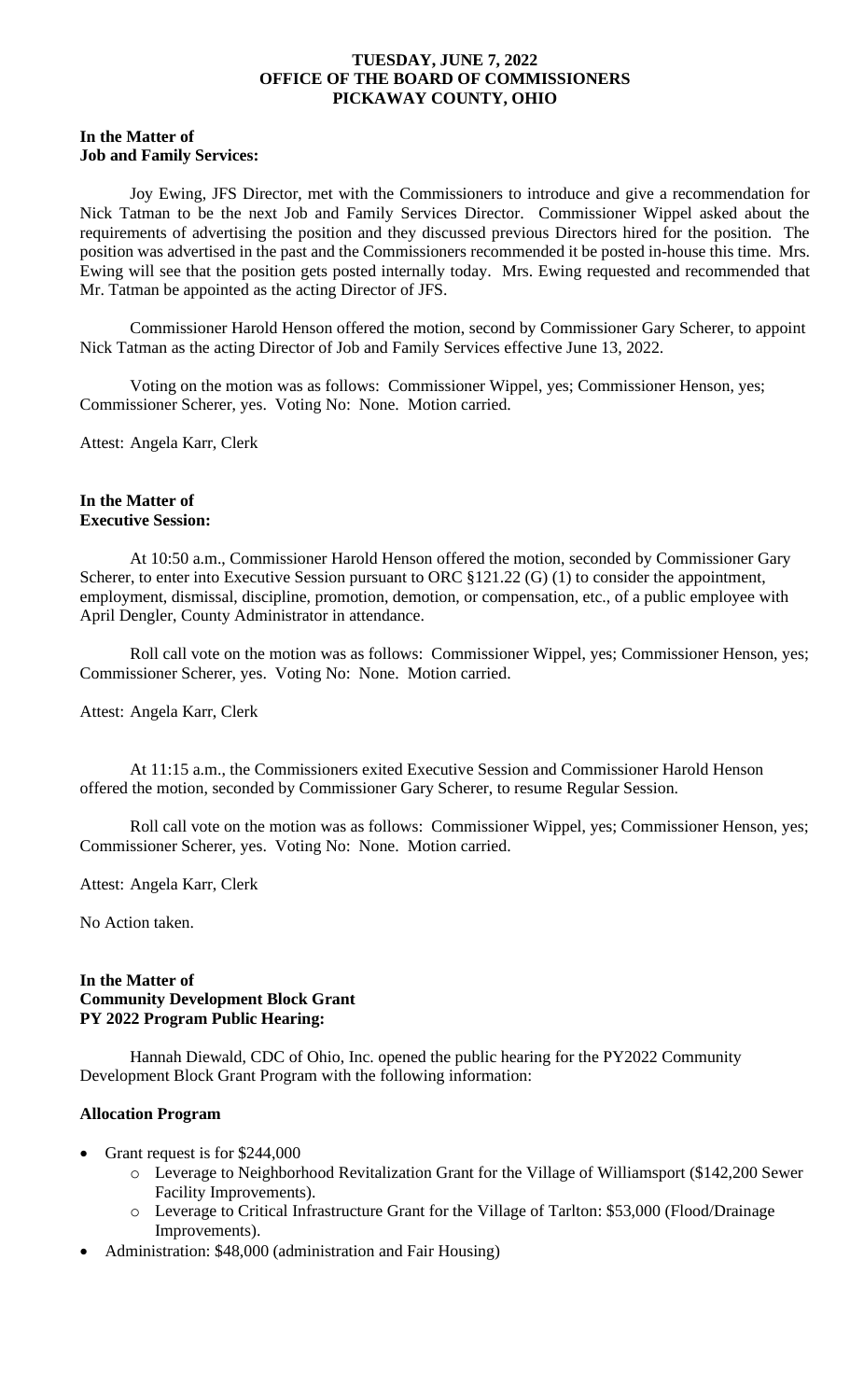**TUESDAY, JUNE 7, 2022**
**OFFICE OF THE BOARD OF COMMISSIONERS**
**PICKAWAY COUNTY, OHIO**

**In the Matter of**
**Job and Family Services:**

Joy Ewing, JFS Director, met with the Commissioners to introduce and give a recommendation for Nick Tatman to be the next Job and Family Services Director. Commissioner Wippel asked about the requirements of advertising the position and they discussed previous Directors hired for the position. The position was advertised in the past and the Commissioners recommended it be posted in-house this time. Mrs. Ewing will see that the position gets posted internally today. Mrs. Ewing requested and recommended that Mr. Tatman be appointed as the acting Director of JFS.

Commissioner Harold Henson offered the motion, second by Commissioner Gary Scherer, to appoint Nick Tatman as the acting Director of Job and Family Services effective June 13, 2022.

Voting on the motion was as follows: Commissioner Wippel, yes; Commissioner Henson, yes; Commissioner Scherer, yes. Voting No: None. Motion carried.

Attest: Angela Karr, Clerk

**In the Matter of**
**Executive Session:**

At 10:50 a.m., Commissioner Harold Henson offered the motion, seconded by Commissioner Gary Scherer, to enter into Executive Session pursuant to ORC §121.22 (G) (1) to consider the appointment, employment, dismissal, discipline, promotion, demotion, or compensation, etc., of a public employee with April Dengler, County Administrator in attendance.

Roll call vote on the motion was as follows: Commissioner Wippel, yes; Commissioner Henson, yes; Commissioner Scherer, yes. Voting No: None. Motion carried.

Attest: Angela Karr, Clerk

At 11:15 a.m., the Commissioners exited Executive Session and Commissioner Harold Henson offered the motion, seconded by Commissioner Gary Scherer, to resume Regular Session.

Roll call vote on the motion was as follows: Commissioner Wippel, yes; Commissioner Henson, yes; Commissioner Scherer, yes. Voting No: None. Motion carried.

Attest: Angela Karr, Clerk

No Action taken.

**In the Matter of**
**Community Development Block Grant**
**PY 2022 Program Public Hearing:**

Hannah Diewald, CDC of Ohio, Inc. opened the public hearing for the PY2022 Community Development Block Grant Program with the following information:

**Allocation Program**

- Grant request is for $244,000
  - Leverage to Neighborhood Revitalization Grant for the Village of Williamsport ($142,200 Sewer Facility Improvements).
  - Leverage to Critical Infrastructure Grant for the Village of Tarlton: $53,000 (Flood/Drainage Improvements).
- Administration: $48,000 (administration and Fair Housing)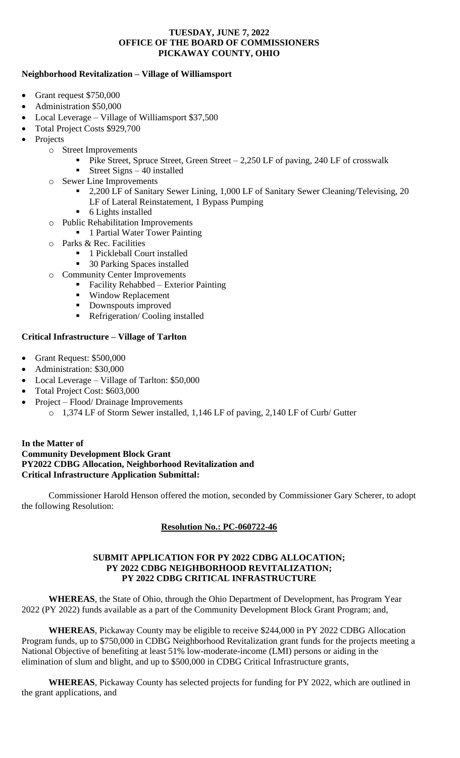**TUESDAY, JUNE 7, 2022**
**OFFICE OF THE BOARD OF COMMISSIONERS**
**PICKAWAY COUNTY, OHIO**

**Neighborhood Revitalization – Village of Williamsport**

- Grant request $750,000
- Administration $50,000
- Local Leverage – Village of Williamsport $37,500
- Total Project Costs $929,700
- Projects
    - Street Improvements
        - Pike Street, Spruce Street, Green Street – 2,250 LF of paving, 240 LF of crosswalk
        - Street Signs – 40 installed
    - Sewer Line Improvements
        - 2,200 LF of Sanitary Sewer Lining, 1,000 LF of Sanitary Sewer Cleaning/Televising, 20 LF of Lateral Reinstatement, 1 Bypass Pumping
        - 6 Lights installed
    - Public Rehabilitation Improvements
        - 1 Partial Water Tower Painting
    - Parks & Rec. Facilities
        - 1 Pickleball Court installed
        - 30 Parking Spaces installed
    - Community Center Improvements
        - Facility Rehabbed – Exterior Painting
        - Window Replacement
        - Downspouts improved
        - Refrigeration/ Cooling installed

**Critical Infrastructure – Village of Tarlton**

- Grant Request: $500,000
- Administration: $30,000
- Local Leverage – Village of Tarlton: $50,000
- Total Project Cost: $603,000
- Project – Flood/ Drainage Improvements
    - 1,374 LF of Storm Sewer installed, 1,146 LF of paving, 2,140 LF of Curb/ Gutter

**In the Matter of**
**Community Development Block Grant**
**PY2022 CDBG Allocation, Neighborhood Revitalization and**
**Critical Infrastructure Application Submittal:**

Commissioner Harold Henson offered the motion, seconded by Commissioner Gary Scherer, to adopt the following Resolution:

**Resolution No.: PC-060722-46**

**SUBMIT APPLICATION FOR PY 2022 CDBG ALLOCATION;**
**PY 2022 CDBG NEIGHBORHOOD REVITALIZATION;**
**PY 2022 CDBG CRITICAL INFRASTRUCTURE**

**WHEREAS**, the State of Ohio, through the Ohio Department of Development, has Program Year 2022 (PY 2022) funds available as a part of the Community Development Block Grant Program; and,

**WHEREAS**, Pickaway County may be eligible to receive $244,000 in PY 2022 CDBG Allocation Program funds, up to $750,000 in CDBG Neighborhood Revitalization grant funds for the projects meeting a National Objective of benefiting at least 51% low-moderate-income (LMI) persons or aiding in the elimination of slum and blight, and up to $500,000 in CDBG Critical Infrastructure grants,

**WHEREAS**, Pickaway County has selected projects for funding for PY 2022, which are outlined in the grant applications, and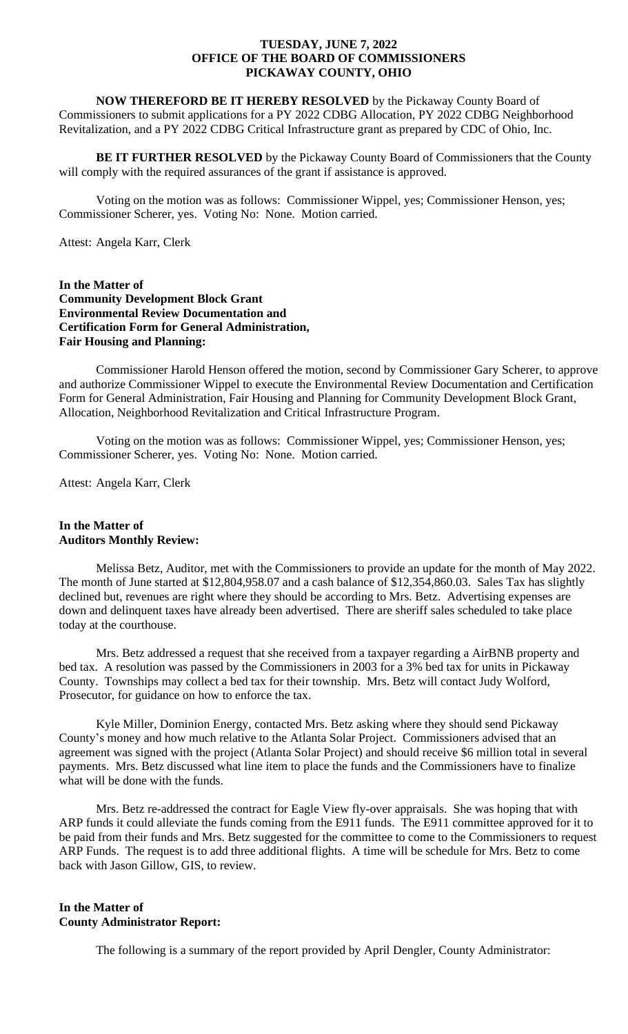**NOW THEREFORD BE IT HEREBY RESOLVED** by the Pickaway County Board of Commissioners to submit applications for a PY 2022 CDBG Allocation, PY 2022 CDBG Neighborhood Revitalization, and a PY 2022 CDBG Critical Infrastructure grant as prepared by CDC of Ohio, Inc.

**BE IT FURTHER RESOLVED** by the Pickaway County Board of Commissioners that the County will comply with the required assurances of the grant if assistance is approved.

Voting on the motion was as follows: Commissioner Wippel, yes; Commissioner Henson, yes; Commissioner Scherer, yes. Voting No: None. Motion carried.

Attest: Angela Karr, Clerk

**In the Matter of**
**Community Development Block Grant**
**Environmental Review Documentation and**
**Certification Form for General Administration,**
**Fair Housing and Planning:**

Commissioner Harold Henson offered the motion, second by Commissioner Gary Scherer, to approve and authorize Commissioner Wippel to execute the Environmental Review Documentation and Certification Form for General Administration, Fair Housing and Planning for Community Development Block Grant, Allocation, Neighborhood Revitalization and Critical Infrastructure Program.

Voting on the motion was as follows: Commissioner Wippel, yes; Commissioner Henson, yes; Commissioner Scherer, yes. Voting No: None. Motion carried.

Attest: Angela Karr, Clerk

**In the Matter of**
**Auditors Monthly Review:**

Melissa Betz, Auditor, met with the Commissioners to provide an update for the month of May 2022. The month of June started at $12,804,958.07 and a cash balance of $12,354,860.03. Sales Tax has slightly declined but, revenues are right where they should be according to Mrs. Betz. Advertising expenses are down and delinquent taxes have already been advertised. There are sheriff sales scheduled to take place today at the courthouse.

Mrs. Betz addressed a request that she received from a taxpayer regarding a AirBNB property and bed tax. A resolution was passed by the Commissioners in 2003 for a 3% bed tax for units in Pickaway County. Townships may collect a bed tax for their township. Mrs. Betz will contact Judy Wolford, Prosecutor, for guidance on how to enforce the tax.

Kyle Miller, Dominion Energy, contacted Mrs. Betz asking where they should send Pickaway County's money and how much relative to the Atlanta Solar Project. Commissioners advised that an agreement was signed with the project (Atlanta Solar Project) and should receive $6 million total in several payments. Mrs. Betz discussed what line item to place the funds and the Commissioners have to finalize what will be done with the funds.

Mrs. Betz re-addressed the contract for Eagle View fly-over appraisals. She was hoping that with ARP funds it could alleviate the funds coming from the E911 funds. The E911 committee approved for it to be paid from their funds and Mrs. Betz suggested for the committee to come to the Commissioners to request ARP Funds. The request is to add three additional flights. A time will be schedule for Mrs. Betz to come back with Jason Gillow, GIS, to review.

**In the Matter of**
**County Administrator Report:**

The following is a summary of the report provided by April Dengler, County Administrator: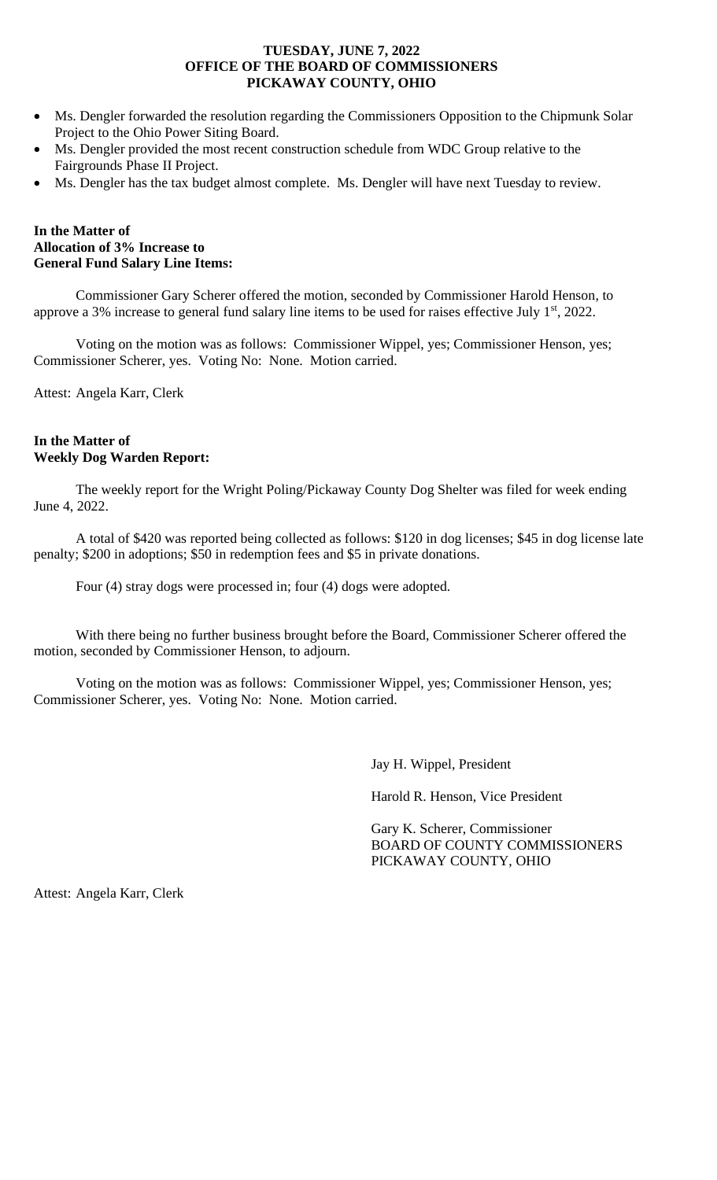- Ms. Dengler forwarded the resolution regarding the Commissioners Opposition to the Chipmunk Solar Project to the Ohio Power Siting Board.
- Ms. Dengler provided the most recent construction schedule from WDC Group relative to the Fairgrounds Phase II Project.
- Ms. Dengler has the tax budget almost complete. Ms. Dengler will have next Tuesday to review.

**In the Matter of**
**Allocation of 3% Increase to**
**General Fund Salary Line Items:**

Commissioner Gary Scherer offered the motion, seconded by Commissioner Harold Henson, to approve a 3% increase to general fund salary line items to be used for raises effective July 1st, 2022.

Voting on the motion was as follows: Commissioner Wippel, yes; Commissioner Henson, yes; Commissioner Scherer, yes. Voting No: None. Motion carried.

Attest: Angela Karr, Clerk

**In the Matter of**
**Weekly Dog Warden Report:**

The weekly report for the Wright Poling/Pickaway County Dog Shelter was filed for week ending June 4, 2022.

A total of $420 was reported being collected as follows: $120 in dog licenses; $45 in dog license late penalty; $200 in adoptions; $50 in redemption fees and $5 in private donations.

Four (4) stray dogs were processed in; four (4) dogs were adopted.

With there being no further business brought before the Board, Commissioner Scherer offered the motion, seconded by Commissioner Henson, to adjourn.

Voting on the motion was as follows: Commissioner Wippel, yes; Commissioner Henson, yes; Commissioner Scherer, yes. Voting No: None. Motion carried.

Jay H. Wippel, President

Harold R. Henson, Vice President

Gary K. Scherer, Commissioner
BOARD OF COUNTY COMMISSIONERS
PICKAWAY COUNTY, OHIO

Attest: Angela Karr, Clerk